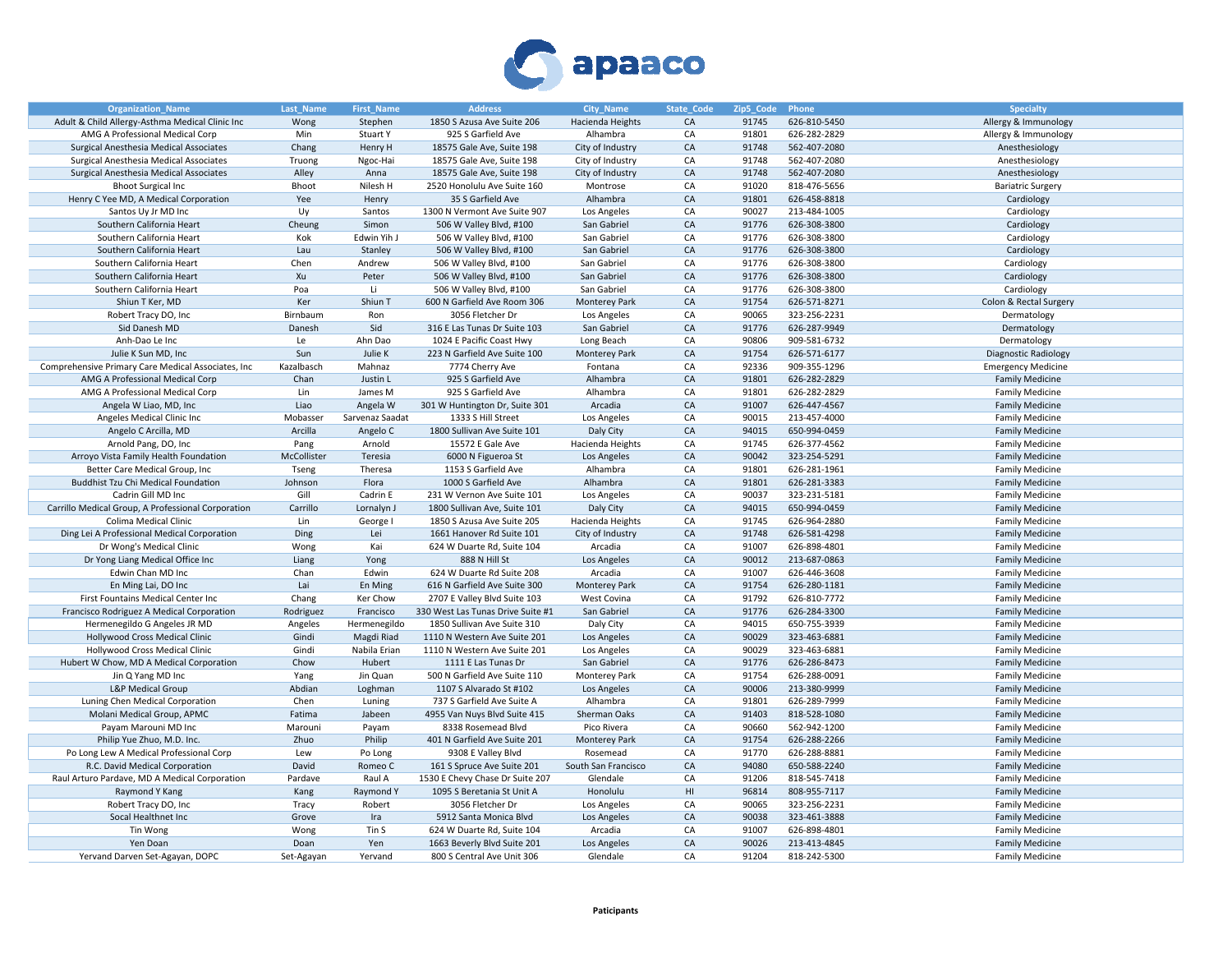apaaco

| Organization_Name | Last_Name | First_Name | Address | City_Name | State_Code | Zip5_Code | Phone | Specialty |
|---|---|---|---|---|---|---|---|---|
| Adult & Child Allergy-Asthma Medical Clinic Inc | Wong | Stephen | 1850 S Azusa Ave Suite 206 | Hacienda Heights | CA | 91745 | 626-810-5450 | Allergy & Immunology |
| AMG A Professional Medical Corp | Min | Stuart Y | 925 S Garfield Ave | Alhambra | CA | 91801 | 626-282-2829 | Allergy & Immunology |
| Surgical Anesthesia Medical Associates | Chang | Henry H | 18575 Gale Ave, Suite 198 | City of Industry | CA | 91748 | 562-407-2080 | Anesthesiology |
| Surgical Anesthesia Medical Associates | Truong | Ngoc-Hai | 18575 Gale Ave, Suite 198 | City of Industry | CA | 91748 | 562-407-2080 | Anesthesiology |
| Surgical Anesthesia Medical Associates | Alley | Anna | 18575 Gale Ave, Suite 198 | City of Industry | CA | 91748 | 562-407-2080 | Anesthesiology |
| Bhoot Surgical Inc | Bhoot | Nilesh H | 2520 Honolulu Ave Suite 160 | Montrose | CA | 91020 | 818-476-5656 | Bariatric Surgery |
| Henry C Yee MD, A Medical Corporation | Yee | Henry | 35 S Garfield Ave | Alhambra | CA | 91801 | 626-458-8818 | Cardiology |
| Santos Uy Jr MD Inc | Uy | Santos | 1300 N Vermont Ave Suite 907 | Los Angeles | CA | 90027 | 213-484-1005 | Cardiology |
| Southern California Heart | Cheung | Simon | 506 W Valley Blvd, #100 | San Gabriel | CA | 91776 | 626-308-3800 | Cardiology |
| Southern California Heart | Kok | Edwin Yih J | 506 W Valley Blvd, #100 | San Gabriel | CA | 91776 | 626-308-3800 | Cardiology |
| Southern California Heart | Lau | Stanley | 506 W Valley Blvd, #100 | San Gabriel | CA | 91776 | 626-308-3800 | Cardiology |
| Southern California Heart | Chen | Andrew | 506 W Valley Blvd, #100 | San Gabriel | CA | 91776 | 626-308-3800 | Cardiology |
| Southern California Heart | Xu | Peter | 506 W Valley Blvd, #100 | San Gabriel | CA | 91776 | 626-308-3800 | Cardiology |
| Southern California Heart | Poa | Li | 506 W Valley Blvd, #100 | San Gabriel | CA | 91776 | 626-308-3800 | Cardiology |
| Shiun T Ker, MD | Ker | Shiun T | 600 N Garfield Ave Room 306 | Monterey Park | CA | 91754 | 626-571-8271 | Colon & Rectal Surgery |
| Robert Tracy DO, Inc | Birnbaum | Ron | 3056 Fletcher Dr | Los Angeles | CA | 90065 | 323-256-2231 | Dermatology |
| Sid Danesh MD | Danesh | Sid | 316 E Las Tunas Dr Suite 103 | San Gabriel | CA | 91776 | 626-287-9949 | Dermatology |
| Anh-Dao Le Inc | Le | Ahn Dao | 1024 E Pacific Coast Hwy | Long Beach | CA | 90806 | 909-581-6732 | Dermatology |
| Julie K Sun MD, Inc | Sun | Julie K | 223 N Garfield Ave Suite 100 | Monterey Park | CA | 91754 | 626-571-6177 | Diagnostic Radiology |
| Comprehensive Primary Care Medical Associates, Inc | Kazalbasch | Mahnaz | 7774 Cherry Ave | Fontana | CA | 92336 | 909-355-1296 | Emergency Medicine |
| AMG A Professional Medical Corp | Chan | Justin L | 925 S Garfield Ave | Alhambra | CA | 91801 | 626-282-2829 | Family Medicine |
| AMG A Professional Medical Corp | Lin | James M | 925 S Garfield Ave | Alhambra | CA | 91801 | 626-282-2829 | Family Medicine |
| Angela W Liao, MD, Inc | Liao | Angela W | 301 W Huntington Dr, Suite 301 | Arcadia | CA | 91007 | 626-447-4567 | Family Medicine |
| Angeles Medical Clinic Inc | Mobasser | Sarvenaz Saadat | 1333 S Hill Street | Los Angeles | CA | 90015 | 213-457-4000 | Family Medicine |
| Angelo C Arcilla, MD | Arcilla | Angelo C | 1800 Sullivan Ave Suite 101 | Daly City | CA | 94015 | 650-994-0459 | Family Medicine |
| Arnold Pang, DO, Inc | Pang | Arnold | 15572 E Gale Ave | Hacienda Heights | CA | 91745 | 626-377-4562 | Family Medicine |
| Arroyo Vista Family Health Foundation | McCollister | Teresia | 6000 N Figueroa St | Los Angeles | CA | 90042 | 323-254-5291 | Family Medicine |
| Better Care Medical Group, Inc | Tseng | Theresa | 1153 S Garfield Ave | Alhambra | CA | 91801 | 626-281-1961 | Family Medicine |
| Buddhist Tzu Chi Medical Foundation | Johnson | Flora | 1000 S Garfield Ave | Alhambra | CA | 91801 | 626-281-3383 | Family Medicine |
| Cadrin Gill MD Inc | Gill | Cadrin E | 231 W Vernon Ave Suite 101 | Los Angeles | CA | 90037 | 323-231-5181 | Family Medicine |
| Carrillo Medical Group, A Professional Corporation | Carrillo | Lornalyn J | 1800 Sullivan Ave, Suite 101 | Daly City | CA | 94015 | 650-994-0459 | Family Medicine |
| Colima Medical Clinic | Lin | George I | 1850 S Azusa Ave Suite 205 | Hacienda Heights | CA | 91745 | 626-964-2880 | Family Medicine |
| Ding Lei A Professional Medical Corporation | Ding | Lei | 1661 Hanover Rd Suite 101 | City of Industry | CA | 91748 | 626-581-4298 | Family Medicine |
| Dr Wong's Medical Clinic | Wong | Kai | 624 W Duarte Rd, Suite 104 | Arcadia | CA | 91007 | 626-898-4801 | Family Medicine |
| Dr Yong Liang Medical Office Inc | Liang | Yong | 888 N Hill St | Los Angeles | CA | 90012 | 213-687-0863 | Family Medicine |
| Edwin Chan MD Inc | Chan | Edwin | 624 W Duarte Rd Suite 208 | Arcadia | CA | 91007 | 626-446-3608 | Family Medicine |
| En Ming Lai, DO Inc | Lai | En Ming | 616 N Garfield Ave Suite 300 | Monterey Park | CA | 91754 | 626-280-1181 | Family Medicine |
| First Fountains Medical Center Inc | Chang | Ker Chow | 2707 E Valley Blvd Suite 103 | West Covina | CA | 91792 | 626-810-7772 | Family Medicine |
| Francisco Rodriguez A Medical Corporation | Rodriguez | Francisco | 330 West Las Tunas Drive Suite #1 | San Gabriel | CA | 91776 | 626-284-3300 | Family Medicine |
| Hermenegildo G Angeles JR MD | Angeles | Hermenegildo | 1850 Sullivan Ave Suite 310 | Daly City | CA | 94015 | 650-755-3939 | Family Medicine |
| Hollywood Cross Medical Clinic | Gindi | Magdi Riad | 1110 N Western Ave Suite 201 | Los Angeles | CA | 90029 | 323-463-6881 | Family Medicine |
| Hollywood Cross Medical Clinic | Gindi | Nabila Erian | 1110 N Western Ave Suite 201 | Los Angeles | CA | 90029 | 323-463-6881 | Family Medicine |
| Hubert W Chow, MD A Medical Corporation | Chow | Hubert | 1111 E Las Tunas Dr | San Gabriel | CA | 91776 | 626-286-8473 | Family Medicine |
| Jin Q Yang MD Inc | Yang | Jin Quan | 500 N Garfield Ave Suite 110 | Monterey Park | CA | 91754 | 626-288-0091 | Family Medicine |
| L&P Medical Group | Abdian | Loghman | 1107 S Alvarado St #102 | Los Angeles | CA | 90006 | 213-380-9999 | Family Medicine |
| Luning Chen Medical Corporation | Chen | Luning | 737 S Garfield Ave Suite A | Alhambra | CA | 91801 | 626-289-7999 | Family Medicine |
| Molani Medical Group, APMC | Fatima | Jabeen | 4955 Van Nuys Blvd Suite 415 | Sherman Oaks | CA | 91403 | 818-528-1080 | Family Medicine |
| Payam Marouni MD Inc | Marouni | Payam | 8338 Rosemead Blvd | Pico Rivera | CA | 90660 | 562-942-1200 | Family Medicine |
| Philip Yue Zhuo, M.D. Inc. | Zhuo | Philip | 401 N Garfield Ave Suite 201 | Monterey Park | CA | 91754 | 626-288-2266 | Family Medicine |
| Po Long Lew A Medical Professional Corp | Lew | Po Long | 9308 E Valley Blvd | Rosemead | CA | 91770 | 626-288-8881 | Family Medicine |
| R.C. David Medical Corporation | David | Romeo C | 161 S Spruce Ave Suite 201 | South San Francisco | CA | 94080 | 650-588-2240 | Family Medicine |
| Raul Arturo Pardave, MD A Medical Corporation | Pardave | Raul A | 1530 E Chevy Chase Dr Suite 207 | Glendale | CA | 91206 | 818-545-7418 | Family Medicine |
| Raymond Y Kang | Kang | Raymond Y | 1095 S Beretania St Unit A | Honolulu | HI | 96814 | 808-955-7117 | Family Medicine |
| Robert Tracy DO, Inc | Tracy | Robert | 3056 Fletcher Dr | Los Angeles | CA | 90065 | 323-256-2231 | Family Medicine |
| Socal Healthnet Inc | Grove | Ira | 5912 Santa Monica Blvd | Los Angeles | CA | 90038 | 323-461-3888 | Family Medicine |
| Tin Wong | Wong | Tin S | 624 W Duarte Rd, Suite 104 | Arcadia | CA | 91007 | 626-898-4801 | Family Medicine |
| Yen Doan | Doan | Yen | 1663 Beverly Blvd Suite 201 | Los Angeles | CA | 90026 | 213-413-4845 | Family Medicine |
| Yervand Darven Set-Agayan, DOPC | Set-Agayan | Yervand | 800 S Central Ave Unit 306 | Glendale | CA | 91204 | 818-242-5300 | Family Medicine |

**Paticipants**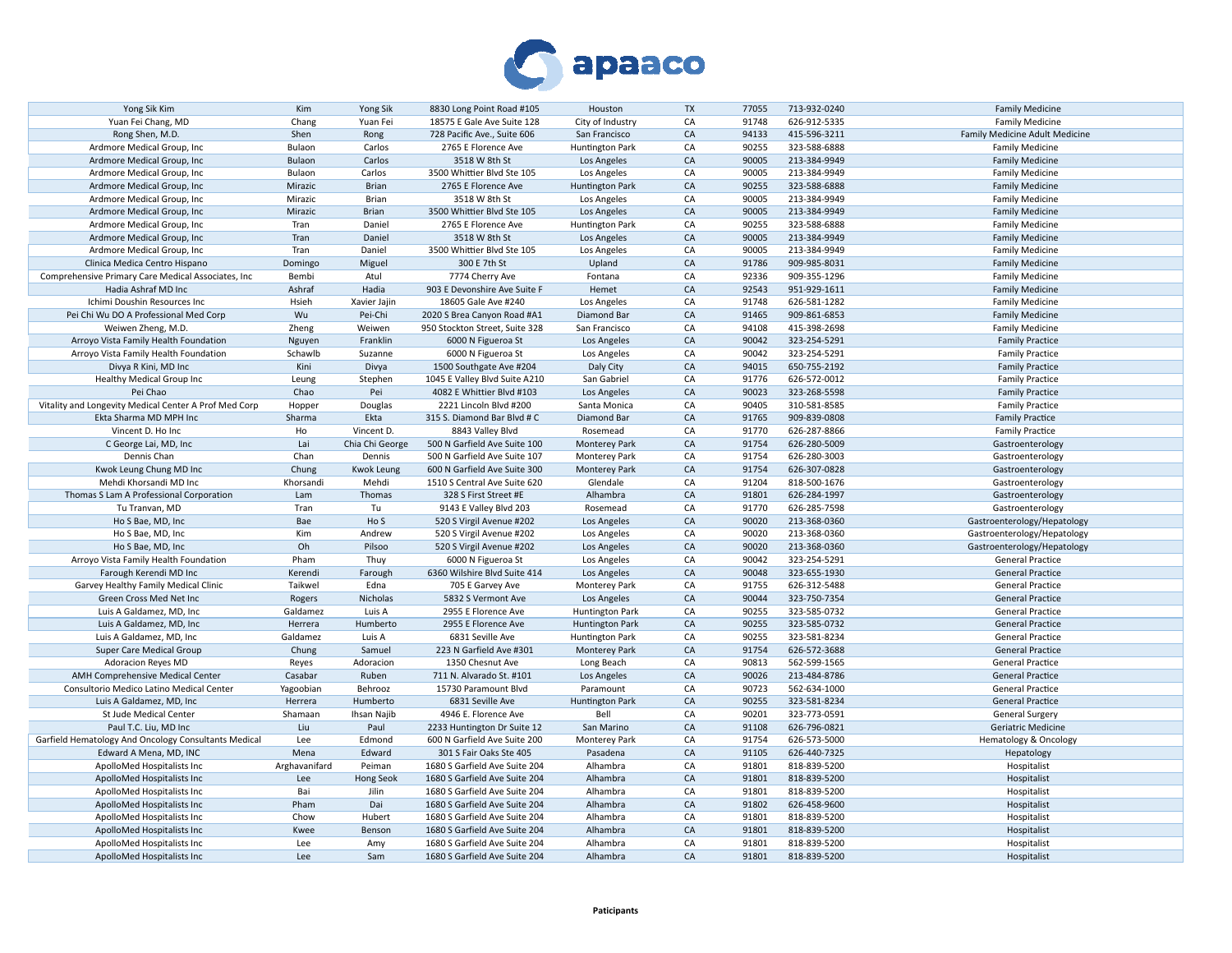| | | | | | | | | |
|---|---|---|---|---|---|---|---|---|
| Yong Sik Kim | Kim | Yong Sik | 8830 Long Point Road #105 | Houston | TX | 77055 | 713-932-0240 | Family Medicine |
| Yuan Fei Chang, MD | Chang | Yuan Fei | 18575 E Gale Ave Suite 128 | City of Industry | CA | 91748 | 626-912-5335 | Family Medicine |
| Rong Shen, M.D. | Shen | Rong | 728 Pacific Ave., Suite 606 | San Francisco | CA | 94133 | 415-596-3211 | Family Medicine Adult Medicine |
| Ardmore Medical Group, Inc | Bulaon | Carlos | 2765 E Florence Ave | Huntington Park | CA | 90255 | 323-588-6888 | Family Medicine |
| Ardmore Medical Group, Inc | Bulaon | Carlos | 3518 W 8th St | Los Angeles | CA | 90005 | 213-384-9949 | Family Medicine |
| Ardmore Medical Group, Inc | Bulaon | Carlos | 3500 Whittier Blvd Ste 105 | Los Angeles | CA | 90005 | 213-384-9949 | Family Medicine |
| Ardmore Medical Group, Inc | Mirazic | Brian | 2765 E Florence Ave | Huntington Park | CA | 90255 | 323-588-6888 | Family Medicine |
| Ardmore Medical Group, Inc | Mirazic | Brian | 3518 W 8th St | Los Angeles | CA | 90005 | 213-384-9949 | Family Medicine |
| Ardmore Medical Group, Inc | Mirazic | Brian | 3500 Whittier Blvd Ste 105 | Los Angeles | CA | 90005 | 213-384-9949 | Family Medicine |
| Ardmore Medical Group, Inc | Tran | Daniel | 2765 E Florence Ave | Huntington Park | CA | 90255 | 323-588-6888 | Family Medicine |
| Ardmore Medical Group, Inc | Tran | Daniel | 3518 W 8th St | Los Angeles | CA | 90005 | 213-384-9949 | Family Medicine |
| Ardmore Medical Group, Inc | Tran | Daniel | 3500 Whittier Blvd Ste 105 | Los Angeles | CA | 90005 | 213-384-9949 | Family Medicine |
| Clinica Medica Centro Hispano | Domingo | Miguel | 300 E 7th St | Upland | CA | 91786 | 909-985-8031 | Family Medicine |
| Comprehensive Primary Care Medical Associates, Inc | Bembi | Atul | 7774 Cherry Ave | Fontana | CA | 92336 | 909-355-1296 | Family Medicine |
| Hadia Ashraf MD Inc | Ashraf | Hadia | 903 E Devonshire Ave Suite F | Hemet | CA | 92543 | 951-929-1611 | Family Medicine |
| Ichimi Doushin Resources Inc | Hsieh | Xavier Jajin | 18605 Gale Ave #240 | Los Angeles | CA | 91748 | 626-581-1282 | Family Medicine |
| Pei Chi Wu DO A Professional Med Corp | Wu | Pei-Chi | 2020 S Brea Canyon Road #A1 | Diamond Bar | CA | 91465 | 909-861-6853 | Family Medicine |
| Weiwen Zheng, M.D. | Zheng | Weiwen | 950 Stockton Street, Suite 328 | San Francisco | CA | 94108 | 415-398-2698 | Family Medicine |
| Arroyo Vista Family Health Foundation | Nguyen | Franklin | 6000 N Figueroa St | Los Angeles | CA | 90042 | 323-254-5291 | Family Practice |
| Arroyo Vista Family Health Foundation | Schawlb | Suzanne | 6000 N Figueroa St | Los Angeles | CA | 90042 | 323-254-5291 | Family Practice |
| Divya R Kini, MD Inc | Kini | Divya | 1500 Southgate Ave #204 | Daly City | CA | 94015 | 650-755-2192 | Family Practice |
| Healthy Medical Group Inc | Leung | Stephen | 1045 E Valley Blvd Suite A210 | San Gabriel | CA | 91776 | 626-572-0012 | Family Practice |
| Pei Chao | Chao | Pei | 4082 E Whittier Blvd #103 | Los Angeles | CA | 90023 | 323-268-5598 | Family Practice |
| Vitality and Longevity Medical Center A Prof Med Corp | Hopper | Douglas | 2221 Lincoln Blvd #200 | Santa Monica | CA | 90405 | 310-581-8585 | Family Practice |
| Ekta Sharma MD MPH Inc | Sharma | Ekta | 315 S. Diamond Bar Blvd # C | Diamond Bar | CA | 91765 | 909-839-0808 | Family Practice |
| Vincent D. Ho Inc | Ho | Vincent D. | 8843 Valley Blvd | Rosemead | CA | 91770 | 626-287-8866 | Family Practice |
| C George Lai, MD, Inc | Lai | Chia Chi George | 500 N Garfield Ave Suite 100 | Monterey Park | CA | 91754 | 626-280-5009 | Gastroenterology |
| Dennis Chan | Chan | Dennis | 500 N Garfield Ave Suite 107 | Monterey Park | CA | 91754 | 626-280-3003 | Gastroenterology |
| Kwok Leung Chung MD Inc | Chung | Kwok Leung | 600 N Garfield Ave Suite 300 | Monterey Park | CA | 91754 | 626-307-0828 | Gastroenterology |
| Mehdi Khorsandi MD Inc | Khorsandi | Mehdi | 1510 S Central Ave Suite 620 | Glendale | CA | 91204 | 818-500-1676 | Gastroenterology |
| Thomas S Lam A Professional Corporation | Lam | Thomas | 328 S First Street #E | Alhambra | CA | 91801 | 626-284-1997 | Gastroenterology |
| Tu Tranvan, MD | Tran | Tu | 9143 E Valley Blvd 203 | Rosemead | CA | 91770 | 626-285-7598 | Gastroenterology |
| Ho S Bae, MD, Inc | Bae | Ho S | 520 S Virgil Avenue #202 | Los Angeles | CA | 90020 | 213-368-0360 | Gastroenterology/Hepatology |
| Ho S Bae, MD, Inc | Kim | Andrew | 520 S Virgil Avenue #202 | Los Angeles | CA | 90020 | 213-368-0360 | Gastroenterology/Hepatology |
| Ho S Bae, MD, Inc | Oh | Pilsoo | 520 S Virgil Avenue #202 | Los Angeles | CA | 90020 | 213-368-0360 | Gastroenterology/Hepatology |
| Arroyo Vista Family Health Foundation | Pham | Thuy | 6000 N Figueroa St | Los Angeles | CA | 90042 | 323-254-5291 | General Practice |
| Farough Kerendi MD Inc | Kerendi | Farough | 6360 Wilshire Blvd Suite 414 | Los Angeles | CA | 90048 | 323-655-1930 | General Practice |
| Garvey Healthy Family Medical Clinic | Taikwel | Edna | 705 E Garvey Ave | Monterey Park | CA | 91755 | 626-312-5488 | General Practice |
| Green Cross Med Net Inc | Rogers | Nicholas | 5832 S Vermont Ave | Los Angeles | CA | 90044 | 323-750-7354 | General Practice |
| Luis A Galdamez, MD, Inc | Galdamez | Luis A | 2955 E Florence Ave | Huntington Park | CA | 90255 | 323-585-0732 | General Practice |
| Luis A Galdamez, MD, Inc | Herrera | Humberto | 2955 E Florence Ave | Huntington Park | CA | 90255 | 323-585-0732 | General Practice |
| Luis A Galdamez, MD, Inc | Galdamez | Luis A | 6831 Seville Ave | Huntington Park | CA | 90255 | 323-581-8234 | General Practice |
| Super Care Medical Group | Chung | Samuel | 223 N Garfield Ave #301 | Monterey Park | CA | 91754 | 626-572-3688 | General Practice |
| Adoracion Reyes MD | Reyes | Adoracion | 1350 Chesnut Ave | Long Beach | CA | 90813 | 562-599-1565 | General Practice |
| AMH Comprehensive Medical Center | Casabar | Ruben | 711 N. Alvarado St. #101 | Los Angeles | CA | 90026 | 213-484-8786 | General Practice |
| Consultorio Medico Latino Medical Center | Yagoobian | Behrooz | 15730 Paramount Blvd | Paramount | CA | 90723 | 562-634-1000 | General Practice |
| Luis A Galdamez, MD, Inc | Herrera | Humberto | 6831 Seville Ave | Huntington Park | CA | 90255 | 323-581-8234 | General Practice |
| St Jude Medical Center | Shamaan | Ihsan Najib | 4946 E. Florence Ave | Bell | CA | 90201 | 323-773-0591 | General Surgery |
| Paul T.C. Liu, MD Inc | Liu | Paul | 2233 Huntington Dr Suite 12 | San Marino | CA | 91108 | 626-796-0821 | Geriatric Medicine |
| Garfield Hematology And Oncology Consultants Medical | Lee | Edmond | 600 N Garfield Ave Suite 200 | Monterey Park | CA | 91754 | 626-573-5000 | Hematology & Oncology |
| Edward A Mena, MD, INC | Mena | Edward | 301 S Fair Oaks Ste 405 | Pasadena | CA | 91105 | 626-440-7325 | Hepatology |
| ApolloMed Hospitalists Inc | Arghavanifard | Peiman | 1680 S Garfield Ave Suite 204 | Alhambra | CA | 91801 | 818-839-5200 | Hospitalist |
| ApolloMed Hospitalists Inc | Lee | Hong Seok | 1680 S Garfield Ave Suite 204 | Alhambra | CA | 91801 | 818-839-5200 | Hospitalist |
| ApolloMed Hospitalists Inc | Bai | Jilin | 1680 S Garfield Ave Suite 204 | Alhambra | CA | 91801 | 818-839-5200 | Hospitalist |
| ApolloMed Hospitalists Inc | Pham | Dai | 1680 S Garfield Ave Suite 204 | Alhambra | CA | 91802 | 626-458-9600 | Hospitalist |
| ApolloMed Hospitalists Inc | Chow | Hubert | 1680 S Garfield Ave Suite 204 | Alhambra | CA | 91801 | 818-839-5200 | Hospitalist |
| ApolloMed Hospitalists Inc | Kwee | Benson | 1680 S Garfield Ave Suite 204 | Alhambra | CA | 91801 | 818-839-5200 | Hospitalist |
| ApolloMed Hospitalists Inc | Lee | Amy | 1680 S Garfield Ave Suite 204 | Alhambra | CA | 91801 | 818-839-5200 | Hospitalist |
| ApolloMed Hospitalists Inc | Lee | Sam | 1680 S Garfield Ave Suite 204 | Alhambra | CA | 91801 | 818-839-5200 | Hospitalist |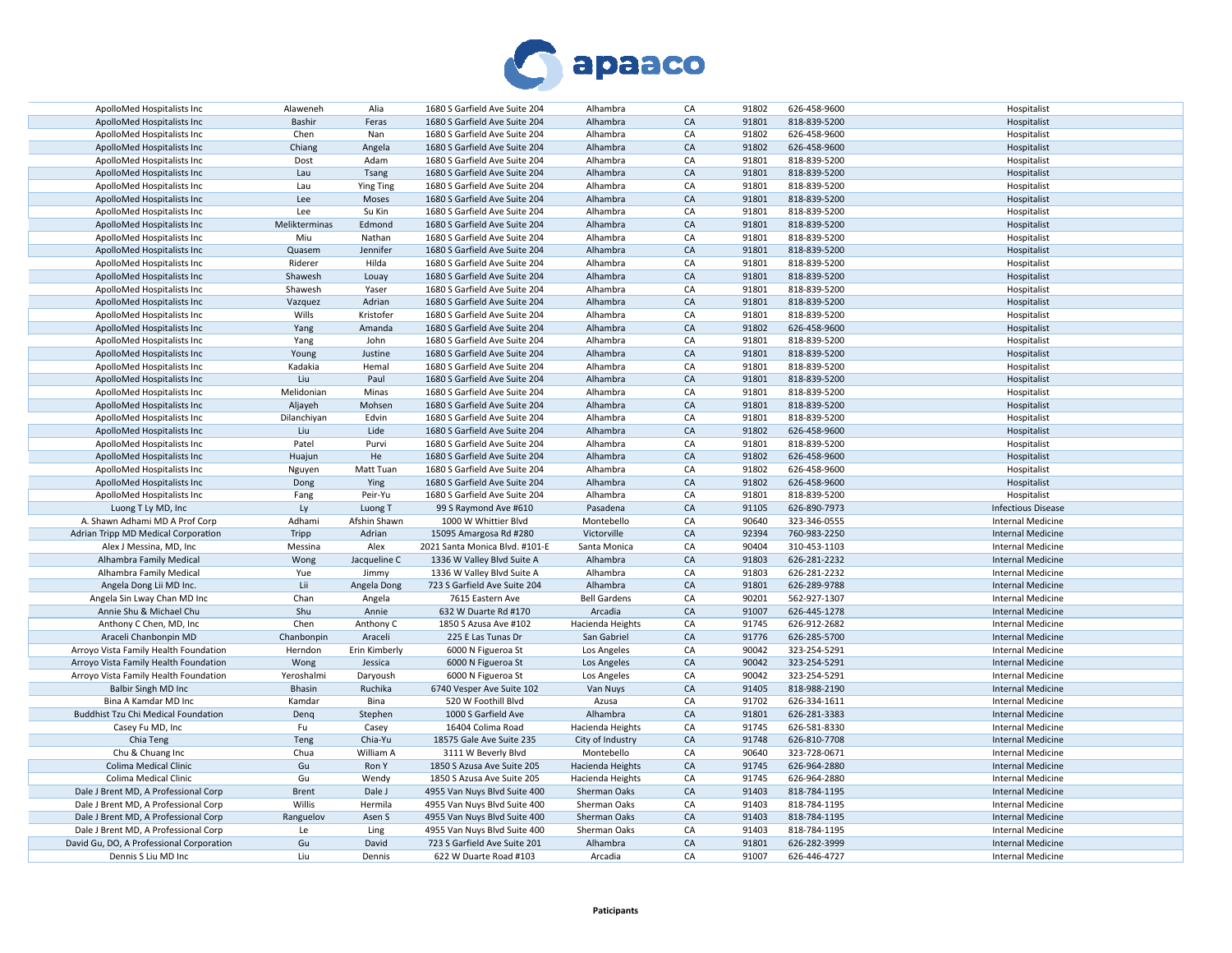| | | | | | | | | |
|---|---|---|---|---|---|---|---|---|
| ApolloMed Hospitalists Inc | Alaweneh | Alia | 1680 S Garfield Ave Suite 204 | Alhambra | CA | 91802 | 626-458-9600 | Hospitalist |
| ApolloMed Hospitalists Inc | Bashir | Feras | 1680 S Garfield Ave Suite 204 | Alhambra | CA | 91801 | 818-839-5200 | Hospitalist |
| ApolloMed Hospitalists Inc | Chen | Nan | 1680 S Garfield Ave Suite 204 | Alhambra | CA | 91802 | 626-458-9600 | Hospitalist |
| ApolloMed Hospitalists Inc | Chiang | Angela | 1680 S Garfield Ave Suite 204 | Alhambra | CA | 91802 | 626-458-9600 | Hospitalist |
| ApolloMed Hospitalists Inc | Dost | Adam | 1680 S Garfield Ave Suite 204 | Alhambra | CA | 91801 | 818-839-5200 | Hospitalist |
| ApolloMed Hospitalists Inc | Lau | Tsang | 1680 S Garfield Ave Suite 204 | Alhambra | CA | 91801 | 818-839-5200 | Hospitalist |
| ApolloMed Hospitalists Inc | Lau | Ying Ting | 1680 S Garfield Ave Suite 204 | Alhambra | CA | 91801 | 818-839-5200 | Hospitalist |
| ApolloMed Hospitalists Inc | Lee | Moses | 1680 S Garfield Ave Suite 204 | Alhambra | CA | 91801 | 818-839-5200 | Hospitalist |
| ApolloMed Hospitalists Inc | Lee | Su Kin | 1680 S Garfield Ave Suite 204 | Alhambra | CA | 91801 | 818-839-5200 | Hospitalist |
| ApolloMed Hospitalists Inc | Melikterminas | Edmond | 1680 S Garfield Ave Suite 204 | Alhambra | CA | 91801 | 818-839-5200 | Hospitalist |
| ApolloMed Hospitalists Inc | Miu | Nathan | 1680 S Garfield Ave Suite 204 | Alhambra | CA | 91801 | 818-839-5200 | Hospitalist |
| ApolloMed Hospitalists Inc | Quasem | Jennifer | 1680 S Garfield Ave Suite 204 | Alhambra | CA | 91801 | 818-839-5200 | Hospitalist |
| ApolloMed Hospitalists Inc | Riderer | Hilda | 1680 S Garfield Ave Suite 204 | Alhambra | CA | 91801 | 818-839-5200 | Hospitalist |
| ApolloMed Hospitalists Inc | Shawesh | Louay | 1680 S Garfield Ave Suite 204 | Alhambra | CA | 91801 | 818-839-5200 | Hospitalist |
| ApolloMed Hospitalists Inc | Shawesh | Yaser | 1680 S Garfield Ave Suite 204 | Alhambra | CA | 91801 | 818-839-5200 | Hospitalist |
| ApolloMed Hospitalists Inc | Vazquez | Adrian | 1680 S Garfield Ave Suite 204 | Alhambra | CA | 91801 | 818-839-5200 | Hospitalist |
| ApolloMed Hospitalists Inc | Wills | Kristofer | 1680 S Garfield Ave Suite 204 | Alhambra | CA | 91801 | 818-839-5200 | Hospitalist |
| ApolloMed Hospitalists Inc | Yang | Amanda | 1680 S Garfield Ave Suite 204 | Alhambra | CA | 91802 | 626-458-9600 | Hospitalist |
| ApolloMed Hospitalists Inc | Yang | John | 1680 S Garfield Ave Suite 204 | Alhambra | CA | 91801 | 818-839-5200 | Hospitalist |
| ApolloMed Hospitalists Inc | Young | Justine | 1680 S Garfield Ave Suite 204 | Alhambra | CA | 91801 | 818-839-5200 | Hospitalist |
| ApolloMed Hospitalists Inc | Kadakia | Hemal | 1680 S Garfield Ave Suite 204 | Alhambra | CA | 91801 | 818-839-5200 | Hospitalist |
| ApolloMed Hospitalists Inc | Liu | Paul | 1680 S Garfield Ave Suite 204 | Alhambra | CA | 91801 | 818-839-5200 | Hospitalist |
| ApolloMed Hospitalists Inc | Melidonian | Minas | 1680 S Garfield Ave Suite 204 | Alhambra | CA | 91801 | 818-839-5200 | Hospitalist |
| ApolloMed Hospitalists Inc | Aljayeh | Mohsen | 1680 S Garfield Ave Suite 204 | Alhambra | CA | 91801 | 818-839-5200 | Hospitalist |
| ApolloMed Hospitalists Inc | Dilanchiyan | Edvin | 1680 S Garfield Ave Suite 204 | Alhambra | CA | 91801 | 818-839-5200 | Hospitalist |
| ApolloMed Hospitalists Inc | Liu | Lide | 1680 S Garfield Ave Suite 204 | Alhambra | CA | 91802 | 626-458-9600 | Hospitalist |
| ApolloMed Hospitalists Inc | Patel | Purvi | 1680 S Garfield Ave Suite 204 | Alhambra | CA | 91801 | 818-839-5200 | Hospitalist |
| ApolloMed Hospitalists Inc | Huajun | He | 1680 S Garfield Ave Suite 204 | Alhambra | CA | 91802 | 626-458-9600 | Hospitalist |
| ApolloMed Hospitalists Inc | Nguyen | Matt Tuan | 1680 S Garfield Ave Suite 204 | Alhambra | CA | 91802 | 626-458-9600 | Hospitalist |
| ApolloMed Hospitalists Inc | Dong | Ying | 1680 S Garfield Ave Suite 204 | Alhambra | CA | 91802 | 626-458-9600 | Hospitalist |
| ApolloMed Hospitalists Inc | Fang | Peir-Yu | 1680 S Garfield Ave Suite 204 | Alhambra | CA | 91801 | 818-839-5200 | Hospitalist |
| Luong T Ly MD, Inc | Ly | Luong T | 99 S Raymond Ave #610 | Pasadena | CA | 91105 | 626-890-7973 | Infectious Disease |
| A. Shawn Adhami MD A Prof Corp | Adhami | Afshin Shawn | 1000 W Whittier Blvd | Montebello | CA | 90640 | 323-346-0555 | Internal Medicine |
| Adrian Tripp MD Medical Corporation | Tripp | Adrian | 15095 Amargosa Rd #280 | Victorville | CA | 92394 | 760-983-2250 | Internal Medicine |
| Alex J Messina, MD, Inc | Messina | Alex | 2021 Santa Monica Blvd. #101-E | Santa Monica | CA | 90404 | 310-453-1103 | Internal Medicine |
| Alhambra Family Medical | Wong | Jacqueline C | 1336 W Valley Blvd Suite A | Alhambra | CA | 91803 | 626-281-2232 | Internal Medicine |
| Alhambra Family Medical | Yue | Jimmy | 1336 W Valley Blvd Suite A | Alhambra | CA | 91803 | 626-281-2232 | Internal Medicine |
| Angela Dong Lii MD Inc. | Lii | Angela Dong | 723 S Garfield Ave Suite 204 | Alhambra | CA | 91801 | 626-289-9788 | Internal Medicine |
| Angela Sin Lway Chan MD Inc | Chan | Angela | 7615 Eastern Ave | Bell Gardens | CA | 90201 | 562-927-1307 | Internal Medicine |
| Annie Shu & Michael Chu | Shu | Annie | 632 W Duarte Rd #170 | Arcadia | CA | 91007 | 626-445-1278 | Internal Medicine |
| Anthony C Chen, MD, Inc | Chen | Anthony C | 1850 S Azusa Ave #102 | Hacienda Heights | CA | 91745 | 626-912-2682 | Internal Medicine |
| Araceli Chanbonpin MD | Chanbonpin | Araceli | 225 E Las Tunas Dr | San Gabriel | CA | 91776 | 626-285-5700 | Internal Medicine |
| Arroyo Vista Family Health Foundation | Herndon | Erin Kimberly | 6000 N Figueroa St | Los Angeles | CA | 90042 | 323-254-5291 | Internal Medicine |
| Arroyo Vista Family Health Foundation | Wong | Jessica | 6000 N Figueroa St | Los Angeles | CA | 90042 | 323-254-5291 | Internal Medicine |
| Arroyo Vista Family Health Foundation | Yeroshalmi | Daryoush | 6000 N Figueroa St | Los Angeles | CA | 90042 | 323-254-5291 | Internal Medicine |
| Balbir Singh MD Inc | Bhasin | Ruchika | 6740 Vesper Ave Suite 102 | Van Nuys | CA | 91405 | 818-988-2190 | Internal Medicine |
| Bina A Kamdar MD Inc | Kamdar | Bina | 520 W Foothill Blvd | Azusa | CA | 91702 | 626-334-1611 | Internal Medicine |
| Buddhist Tzu Chi Medical Foundation | Deng | Stephen | 1000 S Garfield Ave | Alhambra | CA | 91801 | 626-281-3383 | Internal Medicine |
| Casey Fu MD, Inc | Fu | Casey | 16404 Colima Road | Hacienda Heights | CA | 91745 | 626-581-8330 | Internal Medicine |
| Chia Teng | Teng | Chia-Yu | 18575 Gale Ave Suite 235 | City of Industry | CA | 91748 | 626-810-7708 | Internal Medicine |
| Chu & Chuang Inc | Chua | William A | 3111 W Beverly Blvd | Montebello | CA | 90640 | 323-728-0671 | Internal Medicine |
| Colima Medical Clinic | Gu | Ron Y | 1850 S Azusa Ave Suite 205 | Hacienda Heights | CA | 91745 | 626-964-2880 | Internal Medicine |
| Colima Medical Clinic | Gu | Wendy | 1850 S Azusa Ave Suite 205 | Hacienda Heights | CA | 91745 | 626-964-2880 | Internal Medicine |
| Dale J Brent MD, A Professional Corp | Brent | Dale J | 4955 Van Nuys Blvd Suite 400 | Sherman Oaks | CA | 91403 | 818-784-1195 | Internal Medicine |
| Dale J Brent MD, A Professional Corp | Willis | Hermila | 4955 Van Nuys Blvd Suite 400 | Sherman Oaks | CA | 91403 | 818-784-1195 | Internal Medicine |
| Dale J Brent MD, A Professional Corp | Ranguelov | Asen S | 4955 Van Nuys Blvd Suite 400 | Sherman Oaks | CA | 91403 | 818-784-1195 | Internal Medicine |
| Dale J Brent MD, A Professional Corp | Le | Ling | 4955 Van Nuys Blvd Suite 400 | Sherman Oaks | CA | 91403 | 818-784-1195 | Internal Medicine |
| David Gu, DO, A Professional Corporation | Gu | David | 723 S Garfield Ave Suite 201 | Alhambra | CA | 91801 | 626-282-3999 | Internal Medicine |
| Dennis S Liu MD Inc | Liu | Dennis | 622 W Duarte Road #103 | Arcadia | CA | 91007 | 626-446-4727 | Internal Medicine |

**Paticipants**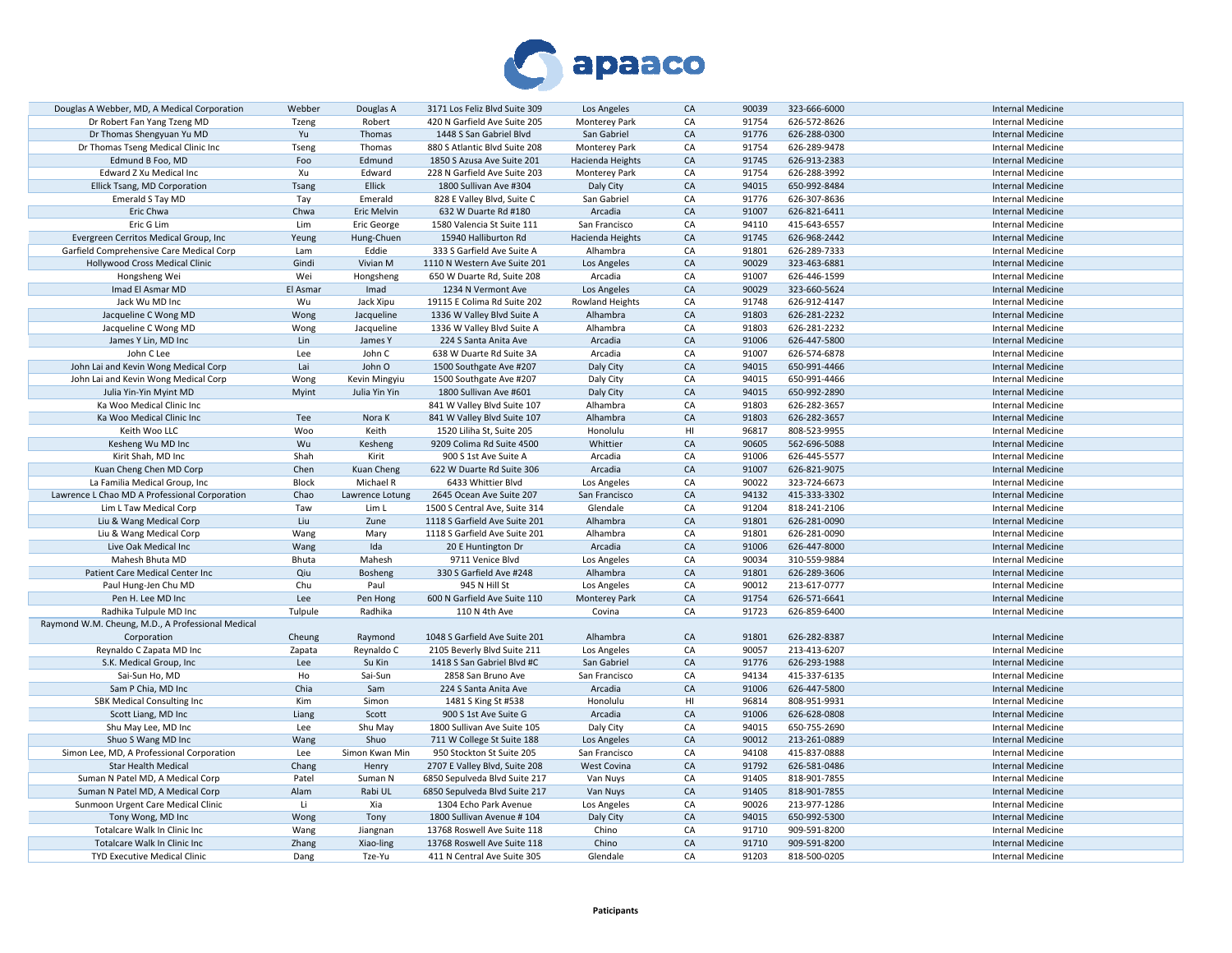| | | | | | | | | |
|---|---|---|---|---|---|---|---|---|
| Douglas A Webber, MD, A Medical Corporation | Webber | Douglas A | 3171 Los Feliz Blvd Suite 309 | Los Angeles | CA | 90039 | 323-666-6000 | Internal Medicine |
| Dr Robert Fan Yang Tzeng MD | Tzeng | Robert | 420 N Garfield Ave Suite 205 | Monterey Park | CA | 91754 | 626-572-8626 | Internal Medicine |
| Dr Thomas Shengyuan Yu MD | Yu | Thomas | 1448 S San Gabriel Blvd | San Gabriel | CA | 91776 | 626-288-0300 | Internal Medicine |
| Dr Thomas Tseng Medical Clinic Inc | Tseng | Thomas | 880 S Atlantic Blvd Suite 208 | Monterey Park | CA | 91754 | 626-289-9478 | Internal Medicine |
| Edmund B Foo, MD | Foo | Edmund | 1850 S Azusa Ave Suite 201 | Hacienda Heights | CA | 91745 | 626-913-2383 | Internal Medicine |
| Edward Z Xu Medical Inc | Xu | Edward | 228 N Garfield Ave Suite 203 | Monterey Park | CA | 91754 | 626-288-3992 | Internal Medicine |
| Ellick Tsang, MD Corporation | Tsang | Ellick | 1800 Sullivan Ave #304 | Daly City | CA | 94015 | 650-992-8484 | Internal Medicine |
| Emerald S Tay MD | Tay | Emerald | 828 E Valley Blvd, Suite C | San Gabriel | CA | 91776 | 626-307-8636 | Internal Medicine |
| Eric Chwa | Chwa | Eric Melvin | 632 W Duarte Rd #180 | Arcadia | CA | 91007 | 626-821-6411 | Internal Medicine |
| Eric G Lim | Lim | Eric George | 1580 Valencia St Suite 111 | San Francisco | CA | 94110 | 415-643-6557 | Internal Medicine |
| Evergreen Cerritos Medical Group, Inc | Yeung | Hung-Chuen | 15940 Halliburton Rd | Hacienda Heights | CA | 91745 | 626-968-2442 | Internal Medicine |
| Garfield Comprehensive Care Medical Corp | Lam | Eddie | 333 S Garfield Ave Suite A | Alhambra | CA | 91801 | 626-289-7333 | Internal Medicine |
| Hollywood Cross Medical Clinic | Gindi | Vivian M | 1110 N Western Ave Suite 201 | Los Angeles | CA | 90029 | 323-463-6881 | Internal Medicine |
| Hongsheng Wei | Wei | Hongsheng | 650 W Duarte Rd, Suite 208 | Arcadia | CA | 91007 | 626-446-1599 | Internal Medicine |
| Imad El Asmar MD | El Asmar | Imad | 1234 N Vermont Ave | Los Angeles | CA | 90029 | 323-660-5624 | Internal Medicine |
| Jack Wu MD Inc | Wu | Jack Xipu | 19115 E Colima Rd Suite 202 | Rowland Heights | CA | 91748 | 626-912-4147 | Internal Medicine |
| Jacqueline C Wong MD | Wong | Jacqueline | 1336 W Valley Blvd Suite A | Alhambra | CA | 91803 | 626-281-2232 | Internal Medicine |
| Jacqueline C Wong MD | Wong | Jacqueline | 1336 W Valley Blvd Suite A | Alhambra | CA | 91803 | 626-281-2232 | Internal Medicine |
| James Y Lin, MD Inc | Lin | James Y | 224 S Santa Anita Ave | Arcadia | CA | 91006 | 626-447-5800 | Internal Medicine |
| John C Lee | Lee | John C | 638 W Duarte Rd Suite 3A | Arcadia | CA | 91007 | 626-574-6878 | Internal Medicine |
| John Lai and Kevin Wong Medical Corp | Lai | John O | 1500 Southgate Ave #207 | Daly City | CA | 94015 | 650-991-4466 | Internal Medicine |
| John Lai and Kevin Wong Medical Corp | Wong | Kevin Mingyiu | 1500 Southgate Ave #207 | Daly City | CA | 94015 | 650-991-4466 | Internal Medicine |
| Julia Yin-Yin Myint MD | Myint | Julia Yin Yin | 1800 Sullivan Ave #601 | Daly City | CA | 94015 | 650-992-2890 | Internal Medicine |
| Ka Woo Medical Clinic Inc | | | 841 W Valley Blvd Suite 107 | Alhambra | CA | 91803 | 626-282-3657 | Internal Medicine |
| Ka Woo Medical Clinic Inc | Tee | Nora K | 841 W Valley Blvd Suite 107 | Alhambra | CA | 91803 | 626-282-3657 | Internal Medicine |
| Keith Woo LLC | Woo | Keith | 1520 Liliha St, Suite 205 | Honolulu | HI | 96817 | 808-523-9955 | Internal Medicine |
| Kesheng Wu MD Inc | Wu | Kesheng | 9209 Colima Rd Suite 4500 | Whittier | CA | 90605 | 562-696-5088 | Internal Medicine |
| Kirit Shah, MD Inc | Shah | Kirit | 900 S 1st Ave Suite A | Arcadia | CA | 91006 | 626-445-5577 | Internal Medicine |
| Kuan Cheng Chen MD Corp | Chen | Kuan Cheng | 622 W Duarte Rd Suite 306 | Arcadia | CA | 91007 | 626-821-9075 | Internal Medicine |
| La Familia Medical Group, Inc | Block | Michael R | 6433 Whittier Blvd | Los Angeles | CA | 90022 | 323-724-6673 | Internal Medicine |
| Lawrence L Chao MD A Professional Corporation | Chao | Lawrence Lotung | 2645 Ocean Ave Suite 207 | San Francisco | CA | 94132 | 415-333-3302 | Internal Medicine |
| Lim L Taw Medical Corp | Taw | Lim L | 1500 S Central Ave, Suite 314 | Glendale | CA | 91204 | 818-241-2106 | Internal Medicine |
| Liu & Wang Medical Corp | Liu | Zune | 1118 S Garfield Ave Suite 201 | Alhambra | CA | 91801 | 626-281-0090 | Internal Medicine |
| Liu & Wang Medical Corp | Wang | Mary | 1118 S Garfield Ave Suite 201 | Alhambra | CA | 91801 | 626-281-0090 | Internal Medicine |
| Live Oak Medical Inc | Wang | Ida | 20 E Huntington Dr | Arcadia | CA | 91006 | 626-447-8000 | Internal Medicine |
| Mahesh Bhuta MD | Bhuta | Mahesh | 9711 Venice Blvd | Los Angeles | CA | 90034 | 310-559-9884 | Internal Medicine |
| Patient Care Medical Center Inc | Qiu | Bosheng | 330 S Garfield Ave #248 | Alhambra | CA | 91801 | 626-289-3606 | Internal Medicine |
| Paul Hung-Jen Chu MD | Chu | Paul | 945 N Hill St | Los Angeles | CA | 90012 | 213-617-0777 | Internal Medicine |
| Pen H. Lee MD Inc | Lee | Pen Hong | 600 N Garfield Ave Suite 110 | Monterey Park | CA | 91754 | 626-571-6641 | Internal Medicine |
| Radhika Tulpule MD Inc | Tulpule | Radhika | 110 N 4th Ave | Covina | CA | 91723 | 626-859-6400 | Internal Medicine |
| Raymond W.M. Cheung, M.D., A Professional Medical Corporation | Cheung | Raymond | 1048 S Garfield Ave Suite 201 | Alhambra | CA | 91801 | 626-282-8387 | Internal Medicine |
| Reynaldo C Zapata MD Inc | Zapata | Reynaldo C | 2105 Beverly Blvd Suite 211 | Los Angeles | CA | 90057 | 213-413-6207 | Internal Medicine |
| S.K. Medical Group, Inc | Lee | Su Kin | 1418 S San Gabriel Blvd #C | San Gabriel | CA | 91776 | 626-293-1988 | Internal Medicine |
| Sai-Sun Ho, MD | Ho | Sai-Sun | 2858 San Bruno Ave | San Francisco | CA | 94134 | 415-337-6135 | Internal Medicine |
| Sam P Chia, MD Inc | Chia | Sam | 224 S Santa Anita Ave | Arcadia | CA | 91006 | 626-447-5800 | Internal Medicine |
| SBK Medical Consulting Inc | Kim | Simon | 1481 S King St #538 | Honolulu | HI | 96814 | 808-951-9931 | Internal Medicine |
| Scott Liang, MD Inc | Liang | Scott | 900 S 1st Ave Suite G | Arcadia | CA | 91006 | 626-628-0808 | Internal Medicine |
| Shu May Lee, MD Inc | Lee | Shu May | 1800 Sullivan Ave Suite 105 | Daly City | CA | 94015 | 650-755-2690 | Internal Medicine |
| Shuo S Wang MD Inc | Wang | Shuo | 711 W College St Suite 188 | Los Angeles | CA | 90012 | 213-261-0889 | Internal Medicine |
| Simon Lee, MD, A Professional Corporation | Lee | Simon Kwan Min | 950 Stockton St Suite 205 | San Francisco | CA | 94108 | 415-837-0888 | Internal Medicine |
| Star Health Medical | Chang | Henry | 2707 E Valley Blvd, Suite 208 | West Covina | CA | 91792 | 626-581-0486 | Internal Medicine |
| Suman N Patel MD, A Medical Corp | Patel | Suman N | 6850 Sepulveda Blvd Suite 217 | Van Nuys | CA | 91405 | 818-901-7855 | Internal Medicine |
| Suman N Patel MD, A Medical Corp | Alam | Rabi UL | 6850 Sepulveda Blvd Suite 217 | Van Nuys | CA | 91405 | 818-901-7855 | Internal Medicine |
| Sunmoon Urgent Care Medical Clinic | Li | Xia | 1304 Echo Park Avenue | Los Angeles | CA | 90026 | 213-977-1286 | Internal Medicine |
| Tony Wong, MD Inc | Wong | Tony | 1800 Sullivan Avenue # 104 | Daly City | CA | 94015 | 650-992-5300 | Internal Medicine |
| Totalcare Walk In Clinic Inc | Wang | Jiangnan | 13768 Roswell Ave Suite 118 | Chino | CA | 91710 | 909-591-8200 | Internal Medicine |
| Totalcare Walk In Clinic Inc | Zhang | Xiao-ling | 13768 Roswell Ave Suite 118 | Chino | CA | 91710 | 909-591-8200 | Internal Medicine |
| TYD Executive Medical Clinic | Dang | Tze-Yu | 411 N Central Ave Suite 305 | Glendale | CA | 91203 | 818-500-0205 | Internal Medicine |

**Paticipants**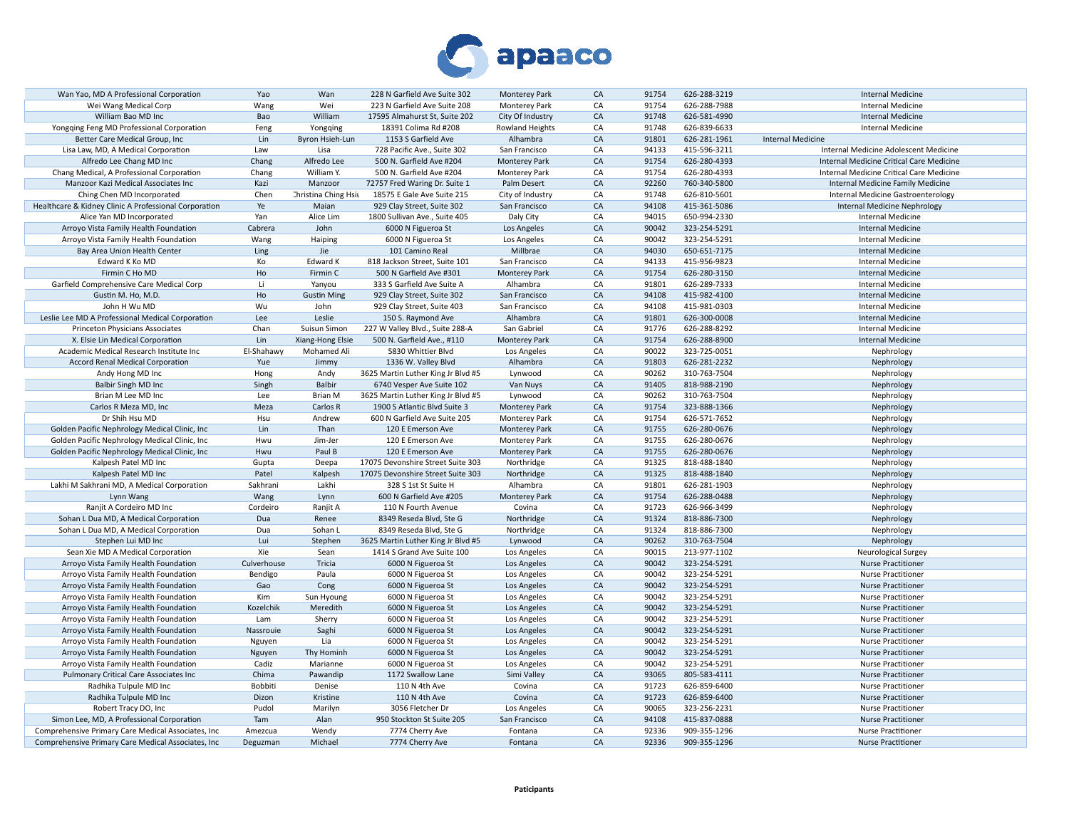| | | | | | | | | |
|---|---|---|---|---|---|---|---|---|
| Wan Yao, MD A Professional Corporation | Yao | Wan | 228 N Garfield Ave Suite 302 | Monterey Park | CA | 91754 | 626-288-3219 | Internal Medicine |
| Wei Wang Medical Corp | Wang | Wei | 223 N Garfield Ave Suite 208 | Monterey Park | CA | 91754 | 626-288-7988 | Internal Medicine |
| William Bao MD Inc | Bao | William | 17595 Almahurst St, Suite 202 | City Of Industry | CA | 91748 | 626-581-4990 | Internal Medicine |
| Yongqing Feng MD Professional Corporation | Feng | Yongqing | 18391 Colima Rd #208 | Rowland Heights | CA | 91748 | 626-839-6633 | Internal Medicine |
| Better Care Medical Group, Inc | Lin | Byron Hsieh-Lun | 1153 S Garfield Ave | Alhambra | CA | 91801 | 626-281-1961 | Internal Medicine |
| Lisa Law, MD, A Medical Corporation | Law | Lisa | 728 Pacific Ave., Suite 302 | San Francisco | CA | 94133 | 415-596-3211 | Internal Medicine Adolescent Medicine |
| Alfredo Lee Chang MD Inc | Chang | Alfredo Lee | 500 N. Garfield Ave #204 | Monterey Park | CA | 91754 | 626-280-4393 | Internal Medicine Critical Care Medicine |
| Chang Medical, A Professional Corporation | Chang | William Y. | 500 N. Garfield Ave #204 | Monterey Park | CA | 91754 | 626-280-4393 | Internal Medicine Critical Care Medicine |
| Manzoor Kazi Medical Associates Inc | Kazi | Manzoor | 72757 Fred Waring Dr. Suite 1 | Palm Desert | CA | 92260 | 760-340-5800 | Internal Medicine Family Medicine |
| Ching Chen MD Incorporated | Chen | Christina Ching Hsiu | 18575 E Gale Ave Suite 215 | City of Industry | CA | 91748 | 626-810-5601 | Internal Medicine Gastroenterology |
| Healthcare & Kidney Clinic A Professional Corporation | Ye | Maian | 929 Clay Street, Suite 302 | San Francisco | CA | 94108 | 415-361-5086 | Internal Medicine Nephrology |
| Alice Yan MD Incorporated | Yan | Alice Lim | 1800 Sullivan Ave., Suite 405 | Daly City | CA | 94015 | 650-994-2330 | Internal Medicine |
| Arroyo Vista Family Health Foundation | Cabrera | John | 6000 N Figueroa St | Los Angeles | CA | 90042 | 323-254-5291 | Internal Medicine |
| Arroyo Vista Family Health Foundation | Wang | Haiping | 6000 N Figueroa St | Los Angeles | CA | 90042 | 323-254-5291 | Internal Medicine |
| Bay Area Union Health Center | Ling | Jie | 101 Camino Real | Millbrae | CA | 94030 | 650-651-7175 | Internal Medicine |
| Edward K Ko MD | Ko | Edward K | 818 Jackson Street, Suite 101 | San Francisco | CA | 94133 | 415-956-9823 | Internal Medicine |
| Firmin C Ho MD | Ho | Firmin C | 500 N Garfield Ave #301 | Monterey Park | CA | 91754 | 626-280-3150 | Internal Medicine |
| Garfield Comprehensive Care Medical Corp | Li | Yanyou | 333 S Garfield Ave Suite A | Alhambra | CA | 91801 | 626-289-7333 | Internal Medicine |
| Gustin M. Ho, M.D. | Ho | Gustin Ming | 929 Clay Street, Suite 302 | San Francisco | CA | 94108 | 415-982-4100 | Internal Medicine |
| John H Wu MD | Wu | John | 929 Clay Street, Suite 403 | San Francisco | CA | 94108 | 415-981-0303 | Internal Medicine |
| Leslie Lee MD A Professional Medical Corporation | Lee | Leslie | 150 S. Raymond Ave | Alhambra | CA | 91801 | 626-300-0008 | Internal Medicine |
| Princeton Physicians Associates | Chan | Suisun Simon | 227 W Valley Blvd., Suite 288-A | San Gabriel | CA | 91776 | 626-288-8292 | Internal Medicine |
| X. Elsie Lin Medical Corporation | Lin | Xiang-Hong Elsie | 500 N. Garfield Ave., #110 | Monterey Park | CA | 91754 | 626-288-8900 | Internal Medicine |
| Academic Medical Research Institute Inc | El-Shahawy | Mohamed Ali | 5830 Whittier Blvd | Los Angeles | CA | 90022 | 323-725-0051 | Nephrology |
| Accord Renal Medical Corporation | Yue | Jimmy | 1336 W. Valley Blvd | Alhambra | CA | 91803 | 626-281-2232 | Nephrology |
| Andy Hong MD Inc | Hong | Andy | 3625 Martin Luther King Jr Blvd #5 | Lynwood | CA | 90262 | 310-763-7504 | Nephrology |
| Balbir Singh MD Inc | Singh | Balbir | 6740 Vesper Ave Suite 102 | Van Nuys | CA | 91405 | 818-988-2190 | Nephrology |
| Brian M Lee MD Inc | Lee | Brian M | 3625 Martin Luther King Jr Blvd #5 | Lynwood | CA | 90262 | 310-763-7504 | Nephrology |
| Carlos R Meza MD, Inc | Meza | Carlos R | 1900 S Atlantic Blvd Suite 3 | Monterey Park | CA | 91754 | 323-888-1366 | Nephrology |
| Dr Shih Hsu MD | Hsu | Andrew | 600 N Garfield Ave Suite 205 | Monterey Park | CA | 91754 | 626-571-7652 | Nephrology |
| Golden Pacific Nephrology Medical Clinic, Inc | Lin | Than | 120 E Emerson Ave | Monterey Park | CA | 91755 | 626-280-0676 | Nephrology |
| Golden Pacific Nephrology Medical Clinic, Inc | Hwu | Jim-Jer | 120 E Emerson Ave | Monterey Park | CA | 91755 | 626-280-0676 | Nephrology |
| Golden Pacific Nephrology Medical Clinic, Inc | Hwu | Paul B | 120 E Emerson Ave | Monterey Park | CA | 91755 | 626-280-0676 | Nephrology |
| Kalpesh Patel MD Inc | Gupta | Deepa | 17075 Devonshire Street Suite 303 | Northridge | CA | 91325 | 818-488-1840 | Nephrology |
| Kalpesh Patel MD Inc | Patel | Kalpesh | 17075 Devonshire Street Suite 303 | Northridge | CA | 91325 | 818-488-1840 | Nephrology |
| Lakhi M Sakhrani MD, A Medical Corporation | Sakhrani | Lakhi | 328 S 1st St Suite H | Alhambra | CA | 91801 | 626-281-1903 | Nephrology |
| Lynn Wang | Wang | Lynn | 600 N Garfield Ave #205 | Monterey Park | CA | 91754 | 626-288-0488 | Nephrology |
| Ranjit A Cordeiro MD Inc | Cordeiro | Ranjit A | 110 N Fourth Avenue | Covina | CA | 91723 | 626-966-3499 | Nephrology |
| Sohan L Dua MD, A Medical Corporation | Dua | Renee | 8349 Reseda Blvd, Ste G | Northridge | CA | 91324 | 818-886-7300 | Nephrology |
| Sohan L Dua MD, A Medical Corporation | Dua | Sohan L | 8349 Reseda Blvd, Ste G | Northridge | CA | 91324 | 818-886-7300 | Nephrology |
| Stephen Lui MD Inc | Lui | Stephen | 3625 Martin Luther King Jr Blvd #5 | Lynwood | CA | 90262 | 310-763-7504 | Nephrology |
| Sean Xie MD A Medical Corporation | Xie | Sean | 1414 S Grand Ave Suite 100 | Los Angeles | CA | 90015 | 213-977-1102 | Neurological Surgey |
| Arroyo Vista Family Health Foundation | Culverhouse | Tricia | 6000 N Figueroa St | Los Angeles | CA | 90042 | 323-254-5291 | Nurse Practitioner |
| Arroyo Vista Family Health Foundation | Bendigo | Paula | 6000 N Figueroa St | Los Angeles | CA | 90042 | 323-254-5291 | Nurse Practitioner |
| Arroyo Vista Family Health Foundation | Gao | Cong | 6000 N Figueroa St | Los Angeles | CA | 90042 | 323-254-5291 | Nurse Practitioner |
| Arroyo Vista Family Health Foundation | Kim | Sun Hyoung | 6000 N Figueroa St | Los Angeles | CA | 90042 | 323-254-5291 | Nurse Practitioner |
| Arroyo Vista Family Health Foundation | Kozelchik | Meredith | 6000 N Figueroa St | Los Angeles | CA | 90042 | 323-254-5291 | Nurse Practitioner |
| Arroyo Vista Family Health Foundation | Lam | Sherry | 6000 N Figueroa St | Los Angeles | CA | 90042 | 323-254-5291 | Nurse Practitioner |
| Arroyo Vista Family Health Foundation | Nassrouie | Saghi | 6000 N Figueroa St | Los Angeles | CA | 90042 | 323-254-5291 | Nurse Practitioner |
| Arroyo Vista Family Health Foundation | Nguyen | Lia | 6000 N Figueroa St | Los Angeles | CA | 90042 | 323-254-5291 | Nurse Practitioner |
| Arroyo Vista Family Health Foundation | Nguyen | Thy Hominh | 6000 N Figueroa St | Los Angeles | CA | 90042 | 323-254-5291 | Nurse Practitioner |
| Arroyo Vista Family Health Foundation | Cadiz | Marianne | 6000 N Figueroa St | Los Angeles | CA | 90042 | 323-254-5291 | Nurse Practitioner |
| Pulmonary Critical Care Associates Inc | Chima | Pawandip | 1172 Swallow Lane | Simi Valley | CA | 93065 | 805-583-4111 | Nurse Practitioner |
| Radhika Tulpule MD Inc | Bobbiti | Denise | 110 N 4th Ave | Covina | CA | 91723 | 626-859-6400 | Nurse Practitioner |
| Radhika Tulpule MD Inc | Dizon | Kristine | 110 N 4th Ave | Covina | CA | 91723 | 626-859-6400 | Nurse Practitioner |
| Robert Tracy DO, Inc | Pudol | Marilyn | 3056 Fletcher Dr | Los Angeles | CA | 90065 | 323-256-2231 | Nurse Practitioner |
| Simon Lee, MD, A Professional Corporation | Tam | Alan | 950 Stockton St Suite 205 | San Francisco | CA | 94108 | 415-837-0888 | Nurse Practitioner |
| Comprehensive Primary Care Medical Associates, Inc | Amezcua | Wendy | 7774 Cherry Ave | Fontana | CA | 92336 | 909-355-1296 | Nurse Practitioner |
| Comprehensive Primary Care Medical Associates, Inc | Deguzman | Michael | 7774 Cherry Ave | Fontana | CA | 92336 | 909-355-1296 | Nurse Practitioner |

**Paticipants**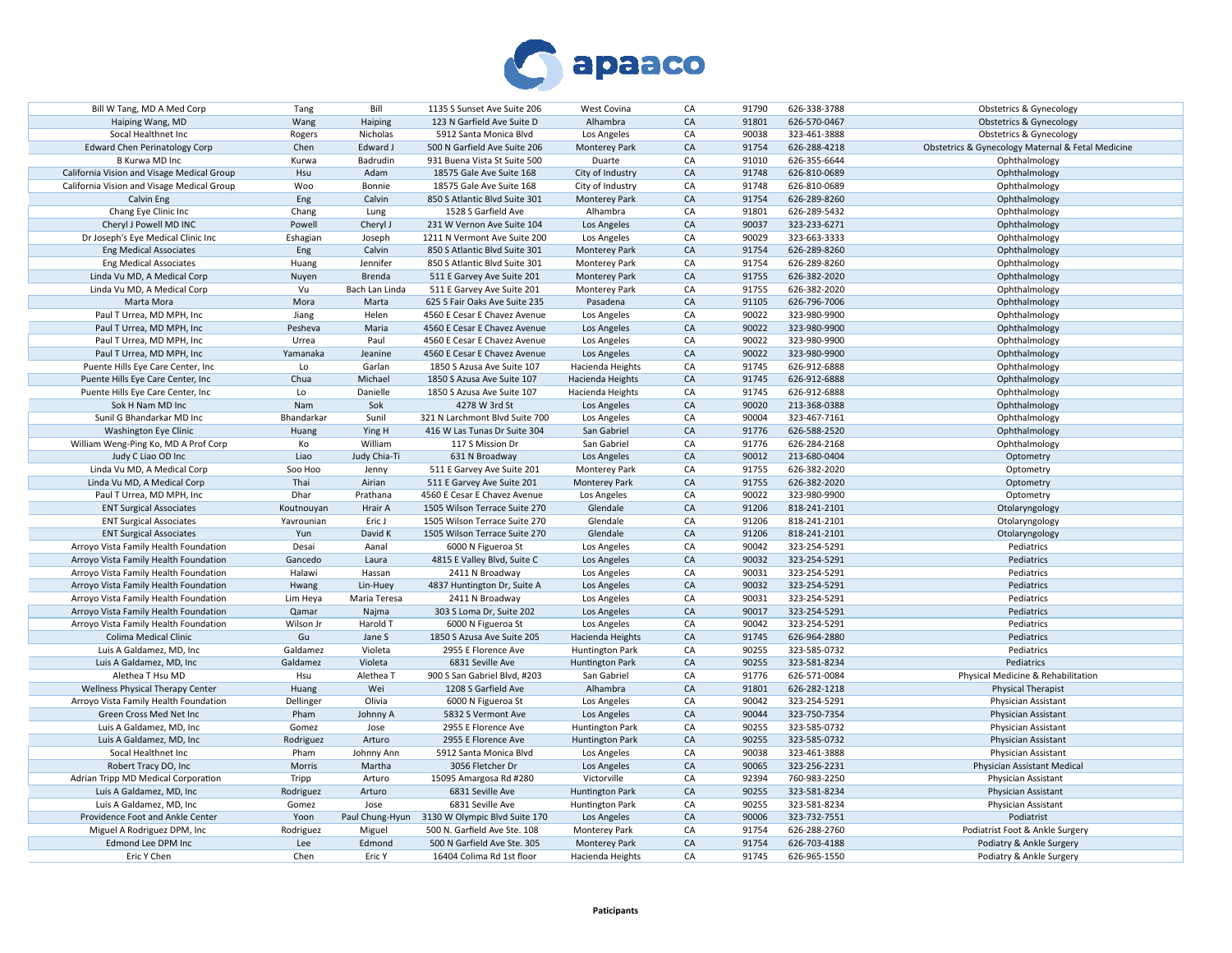| | | | | | | | | |
|---|---|---|---|---|---|---|---|---|
| Bill W Tang, MD A Med Corp | Tang | Bill | 1135 S Sunset Ave Suite 206 | West Covina | CA | 91790 | 626-338-3788 | Obstetrics & Gynecology |
| Haiping Wang, MD | Wang | Haiping | 123 N Garfield Ave Suite D | Alhambra | CA | 91801 | 626-570-0467 | Obstetrics & Gynecology |
| Socal Healthnet Inc | Rogers | Nicholas | 5912 Santa Monica Blvd | Los Angeles | CA | 90038 | 323-461-3888 | Obstetrics & Gynecology |
| Edward Chen Perinatology Corp | Chen | Edward J | 500 N Garfield Ave Suite 206 | Monterey Park | CA | 91754 | 626-288-4218 | Obstetrics & Gynecology Maternal & Fetal Medicine |
| B Kurwa MD Inc | Kurwa | Badrudin | 931 Buena Vista St Suite 500 | Duarte | CA | 91010 | 626-355-6644 | Ophthalmology |
| California Vision and Visage Medical Group | Hsu | Adam | 18575 Gale Ave Suite 168 | City of Industry | CA | 91748 | 626-810-0689 | Ophthalmology |
| California Vision and Visage Medical Group | Woo | Bonnie | 18575 Gale Ave Suite 168 | City of Industry | CA | 91748 | 626-810-0689 | Ophthalmology |
| Calvin Eng | Eng | Calvin | 850 S Atlantic Blvd Suite 301 | Monterey Park | CA | 91754 | 626-289-8260 | Ophthalmology |
| Chang Eye Clinic Inc | Chang | Lung | 1528 S Garfield Ave | Alhambra | CA | 91801 | 626-289-5432 | Ophthalmology |
| Cheryl J Powell MD INC | Powell | Cheryl J | 231 W Vernon Ave Suite 104 | Los Angeles | CA | 90037 | 323-233-6271 | Ophthalmology |
| Dr Joseph's Eye Medical Clinic Inc | Eshagian | Joseph | 1211 N Vermont Ave Suite 200 | Los Angeles | CA | 90029 | 323-663-3333 | Ophthalmology |
| Eng Medical Associates | Eng | Calvin | 850 S Atlantic Blvd Suite 301 | Monterey Park | CA | 91754 | 626-289-8260 | Ophthalmology |
| Eng Medical Associates | Huang | Jennifer | 850 S Atlantic Blvd Suite 301 | Monterey Park | CA | 91754 | 626-289-8260 | Ophthalmology |
| Linda Vu MD, A Medical Corp | Nuyen | Brenda | 511 E Garvey Ave Suite 201 | Monterey Park | CA | 91755 | 626-382-2020 | Ophthalmology |
| Linda Vu MD, A Medical Corp | Vu | Bach Lan Linda | 511 E Garvey Ave Suite 201 | Monterey Park | CA | 91755 | 626-382-2020 | Ophthalmology |
| Marta Mora | Mora | Marta | 625 S Fair Oaks Ave Suite 235 | Pasadena | CA | 91105 | 626-796-7006 | Ophthalmology |
| Paul T Urrea, MD MPH, Inc | Jiang | Helen | 4560 E Cesar E Chavez Avenue | Los Angeles | CA | 90022 | 323-980-9900 | Ophthalmology |
| Paul T Urrea, MD MPH, Inc | Pesheva | Maria | 4560 E Cesar E Chavez Avenue | Los Angeles | CA | 90022 | 323-980-9900 | Ophthalmology |
| Paul T Urrea, MD MPH, Inc | Urrea | Paul | 4560 E Cesar E Chavez Avenue | Los Angeles | CA | 90022 | 323-980-9900 | Ophthalmology |
| Paul T Urrea, MD MPH, Inc | Yamanaka | Jeanine | 4560 E Cesar E Chavez Avenue | Los Angeles | CA | 90022 | 323-980-9900 | Ophthalmology |
| Puente Hills Eye Care Center, Inc | Lo | Garlan | 1850 S Azusa Ave Suite 107 | Hacienda Heights | CA | 91745 | 626-912-6888 | Ophthalmology |
| Puente Hills Eye Care Center, Inc | Chua | Michael | 1850 S Azusa Ave Suite 107 | Hacienda Heights | CA | 91745 | 626-912-6888 | Ophthalmology |
| Puente Hills Eye Care Center, Inc | Lo | Danielle | 1850 S Azusa Ave Suite 107 | Hacienda Heights | CA | 91745 | 626-912-6888 | Ophthalmology |
| Sok H Nam MD Inc | Nam | Sok | 4278 W 3rd St | Los Angeles | CA | 90020 | 213-368-0388 | Ophthalmology |
| Sunil G Bhandarkar MD Inc | Bhandarkar | Sunil | 321 N Larchmont Blvd Suite 700 | Los Angeles | CA | 90004 | 323-467-7161 | Ophthalmology |
| Washington Eye Clinic | Huang | Ying H | 416 W Las Tunas Dr Suite 304 | San Gabriel | CA | 91776 | 626-588-2520 | Ophthalmology |
| William Weng-Ping Ko, MD A Prof Corp | Ko | William | 117 S Mission Dr | San Gabriel | CA | 91776 | 626-284-2168 | Ophthalmology |
| Judy C Liao OD Inc | Liao | Judy Chia-Ti | 631 N Broadway | Los Angeles | CA | 90012 | 213-680-0404 | Optometry |
| Linda Vu MD, A Medical Corp | Soo Hoo | Jenny | 511 E Garvey Ave Suite 201 | Monterey Park | CA | 91755 | 626-382-2020 | Optometry |
| Linda Vu MD, A Medical Corp | Thai | Airian | 511 E Garvey Ave Suite 201 | Monterey Park | CA | 91755 | 626-382-2020 | Optometry |
| Paul T Urrea, MD MPH, Inc | Dhar | Prathana | 4560 E Cesar E Chavez Avenue | Los Angeles | CA | 90022 | 323-980-9900 | Optometry |
| ENT Surgical Associates | Koutnouyan | Hrair A | 1505 Wilson Terrace Suite 270 | Glendale | CA | 91206 | 818-241-2101 | Otolaryngology |
| ENT Surgical Associates | Yavrounian | Eric J | 1505 Wilson Terrace Suite 270 | Glendale | CA | 91206 | 818-241-2101 | Otolaryngology |
| ENT Surgical Associates | Yun | David K | 1505 Wilson Terrace Suite 270 | Glendale | CA | 91206 | 818-241-2101 | Otolaryngology |
| Arroyo Vista Family Health Foundation | Desai | Aanal | 6000 N Figueroa St | Los Angeles | CA | 90042 | 323-254-5291 | Pediatrics |
| Arroyo Vista Family Health Foundation | Gancedo | Laura | 4815 E Valley Blvd, Suite C | Los Angeles | CA | 90032 | 323-254-5291 | Pediatrics |
| Arroyo Vista Family Health Foundation | Halawi | Hassan | 2411 N Broadway | Los Angeles | CA | 90031 | 323-254-5291 | Pediatrics |
| Arroyo Vista Family Health Foundation | Hwang | Lin-Huey | 4837 Huntington Dr, Suite A | Los Angeles | CA | 90032 | 323-254-5291 | Pediatrics |
| Arroyo Vista Family Health Foundation | Lim Heya | Maria Teresa | 2411 N Broadway | Los Angeles | CA | 90031 | 323-254-5291 | Pediatrics |
| Arroyo Vista Family Health Foundation | Qamar | Najma | 303 S Loma Dr, Suite 202 | Los Angeles | CA | 90017 | 323-254-5291 | Pediatrics |
| Arroyo Vista Family Health Foundation | Wilson Jr | Harold T | 6000 N Figueroa St | Los Angeles | CA | 90042 | 323-254-5291 | Pediatrics |
| Colima Medical Clinic | Gu | Jane S | 1850 S Azusa Ave Suite 205 | Hacienda Heights | CA | 91745 | 626-964-2880 | Pediatrics |
| Luis A Galdamez, MD, Inc | Galdamez | Violeta | 2955 E Florence Ave | Huntington Park | CA | 90255 | 323-585-0732 | Pediatrics |
| Luis A Galdamez, MD, Inc | Galdamez | Violeta | 6831 Seville Ave | Huntington Park | CA | 90255 | 323-581-8234 | Pediatrics |
| Alethea T Hsu MD | Hsu | Alethea T | 900 S San Gabriel Blvd, #203 | San Gabriel | CA | 91776 | 626-571-0084 | Physical Medicine & Rehabilitation |
| Wellness Physical Therapy Center | Huang | Wei | 1208 S Garfield Ave | Alhambra | CA | 91801 | 626-282-1218 | Physical Therapist |
| Arroyo Vista Family Health Foundation | Dellinger | Olivia | 6000 N Figueroa St | Los Angeles | CA | 90042 | 323-254-5291 | Physician Assistant |
| Green Cross Med Net Inc | Pham | Johnny A | 5832 S Vermont Ave | Los Angeles | CA | 90044 | 323-750-7354 | Physician Assistant |
| Luis A Galdamez, MD, Inc | Gomez | Jose | 2955 E Florence Ave | Huntington Park | CA | 90255 | 323-585-0732 | Physician Assistant |
| Luis A Galdamez, MD, Inc | Rodriguez | Arturo | 2955 E Florence Ave | Huntington Park | CA | 90255 | 323-585-0732 | Physician Assistant |
| Socal Healthnet Inc | Pham | Johnny Ann | 5912 Santa Monica Blvd | Los Angeles | CA | 90038 | 323-461-3888 | Physician Assistant |
| Robert Tracy DO, Inc | Morris | Martha | 3056 Fletcher Dr | Los Angeles | CA | 90065 | 323-256-2231 | Physician Assistant Medical |
| Adrian Tripp MD Medical Corporation | Tripp | Arturo | 15095 Amargosa Rd #280 | Victorville | CA | 92394 | 760-983-2250 | Physician Assistant |
| Luis A Galdamez, MD, Inc | Rodriguez | Arturo | 6831 Seville Ave | Huntington Park | CA | 90255 | 323-581-8234 | Physician Assistant |
| Luis A Galdamez, MD, Inc | Gomez | Jose | 6831 Seville Ave | Huntington Park | CA | 90255 | 323-581-8234 | Physician Assistant |
| Providence Foot and Ankle Center | Yoon | Paul Chung-Hyun | 3130 W Olympic Blvd Suite 170 | Los Angeles | CA | 90006 | 323-732-7551 | Podiatrist |
| Miguel A Rodriguez DPM, Inc | Rodriguez | Miguel | 500 N. Garfield Ave Ste. 108 | Monterey Park | CA | 91754 | 626-288-2760 | Podiatrist Foot & Ankle Surgery |
| Edmond Lee DPM Inc | Lee | Edmond | 500 N Garfield Ave Ste. 305 | Monterey Park | CA | 91754 | 626-703-4188 | Podiatry & Ankle Surgery |
| Eric Y Chen | Chen | Eric Y | 16404 Colima Rd 1st floor | Hacienda Heights | CA | 91745 | 626-965-1550 | Podiatry & Ankle Surgery |

**Paticipants**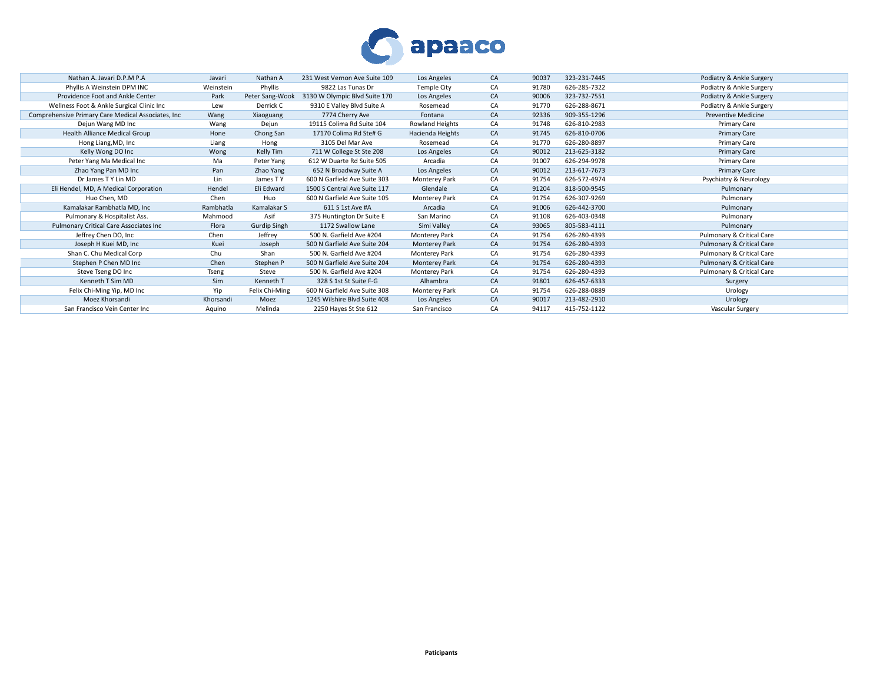| | | | | | | | | |
|---|---|---|---|---|---|---|---|---|
| Nathan A. Javari D.P.M P.A | Javari | Nathan A | 231 West Vernon Ave Suite 109 | Los Angeles | CA | 90037 | 323-231-7445 | Podiatry & Ankle Surgery |
| Phyllis A Weinstein DPM INC | Weinstein | Phyllis | 9822 Las Tunas Dr | Temple City | CA | 91780 | 626-285-7322 | Podiatry & Ankle Surgery |
| Providence Foot and Ankle Center | Park | Peter Sang-Wook | 3130 W Olympic Blvd Suite 170 | Los Angeles | CA | 90006 | 323-732-7551 | Podiatry & Ankle Surgery |
| Wellness Foot & Ankle Surgical Clinic Inc | Lew | Derrick C | 9310 E Valley Blvd Suite A | Rosemead | CA | 91770 | 626-288-8671 | Podiatry & Ankle Surgery |
| Comprehensive Primary Care Medical Associates, Inc | Wang | Xiaoguang | 7774 Cherry Ave | Fontana | CA | 92336 | 909-355-1296 | Preventive Medicine |
| Dejun Wang MD Inc | Wang | Dejun | 19115 Colima Rd Suite 104 | Rowland Heights | CA | 91748 | 626-810-2983 | Primary Care |
| Health Alliance Medical Group | Hone | Chong San | 17170 Colima Rd Ste# G | Hacienda Heights | CA | 91745 | 626-810-0706 | Primary Care |
| Hong Liang,MD, Inc | Liang | Hong | 3105 Del Mar Ave | Rosemead | CA | 91770 | 626-280-8897 | Primary Care |
| Kelly Wong DO Inc | Wong | Kelly Tim | 711 W College St Ste 208 | Los Angeles | CA | 90012 | 213-625-3182 | Primary Care |
| Peter Yang Ma Medical Inc | Ma | Peter Yang | 612 W Duarte Rd Suite 505 | Arcadia | CA | 91007 | 626-294-9978 | Primary Care |
| Zhao Yang Pan MD Inc | Pan | Zhao Yang | 652 N Broadway Suite A | Los Angeles | CA | 90012 | 213-617-7673 | Primary Care |
| Dr James T Y Lin MD | Lin | James T Y | 600 N Garfield Ave Suite 303 | Monterey Park | CA | 91754 | 626-572-4974 | Psychiatry & Neurology |
| Eli Hendel, MD, A Medical Corporation | Hendel | Eli Edward | 1500 S Central Ave Suite 117 | Glendale | CA | 91204 | 818-500-9545 | Pulmonary |
| Huo Chen, MD | Chen | Huo | 600 N Garfield Ave Suite 105 | Monterey Park | CA | 91754 | 626-307-9269 | Pulmonary |
| Kamalakar Rambhatla MD, Inc | Rambhatla | Kamalakar S | 611 S 1st Ave #A | Arcadia | CA | 91006 | 626-442-3700 | Pulmonary |
| Pulmonary & Hospitalist Ass. | Mahmood | Asif | 375 Huntington Dr Suite E | San Marino | CA | 91108 | 626-403-0348 | Pulmonary |
| Pulmonary Critical Care Associates Inc | Flora | Gurdip Singh | 1172 Swallow Lane | Simi Valley | CA | 93065 | 805-583-4111 | Pulmonary |
| Jeffrey Chen DO, Inc | Chen | Jeffrey | 500 N. Garfield Ave #204 | Monterey Park | CA | 91754 | 626-280-4393 | Pulmonary & Critical Care |
| Joseph H Kuei MD, Inc | Kuei | Joseph | 500 N Garfield Ave Suite 204 | Monterey Park | CA | 91754 | 626-280-4393 | Pulmonary & Critical Care |
| Shan C. Chu Medical Corp | Chu | Shan | 500 N. Garfield Ave #204 | Monterey Park | CA | 91754 | 626-280-4393 | Pulmonary & Critical Care |
| Stephen P Chen MD Inc | Chen | Stephen P | 500 N Garfield Ave Suite 204 | Monterey Park | CA | 91754 | 626-280-4393 | Pulmonary & Critical Care |
| Steve Tseng DO Inc | Tseng | Steve | 500 N. Garfield Ave #204 | Monterey Park | CA | 91754 | 626-280-4393 | Pulmonary & Critical Care |
| Kenneth T Sim MD | Sim | Kenneth T | 328 S 1st St Suite F-G | Alhambra | CA | 91801 | 626-457-6333 | Surgery |
| Felix Chi-Ming Yip, MD Inc | Yip | Felix Chi-Ming | 600 N Garfield Ave Suite 308 | Monterey Park | CA | 91754 | 626-288-0889 | Urology |
| Moez Khorsandi | Khorsandi | Moez | 1245 Wilshire Blvd Suite 408 | Los Angeles | CA | 90017 | 213-482-2910 | Urology |
| San Francisco Vein Center Inc | Aquino | Melinda | 2250 Hayes St Ste 612 | San Francisco | CA | 94117 | 415-752-1122 | Vascular Surgery |